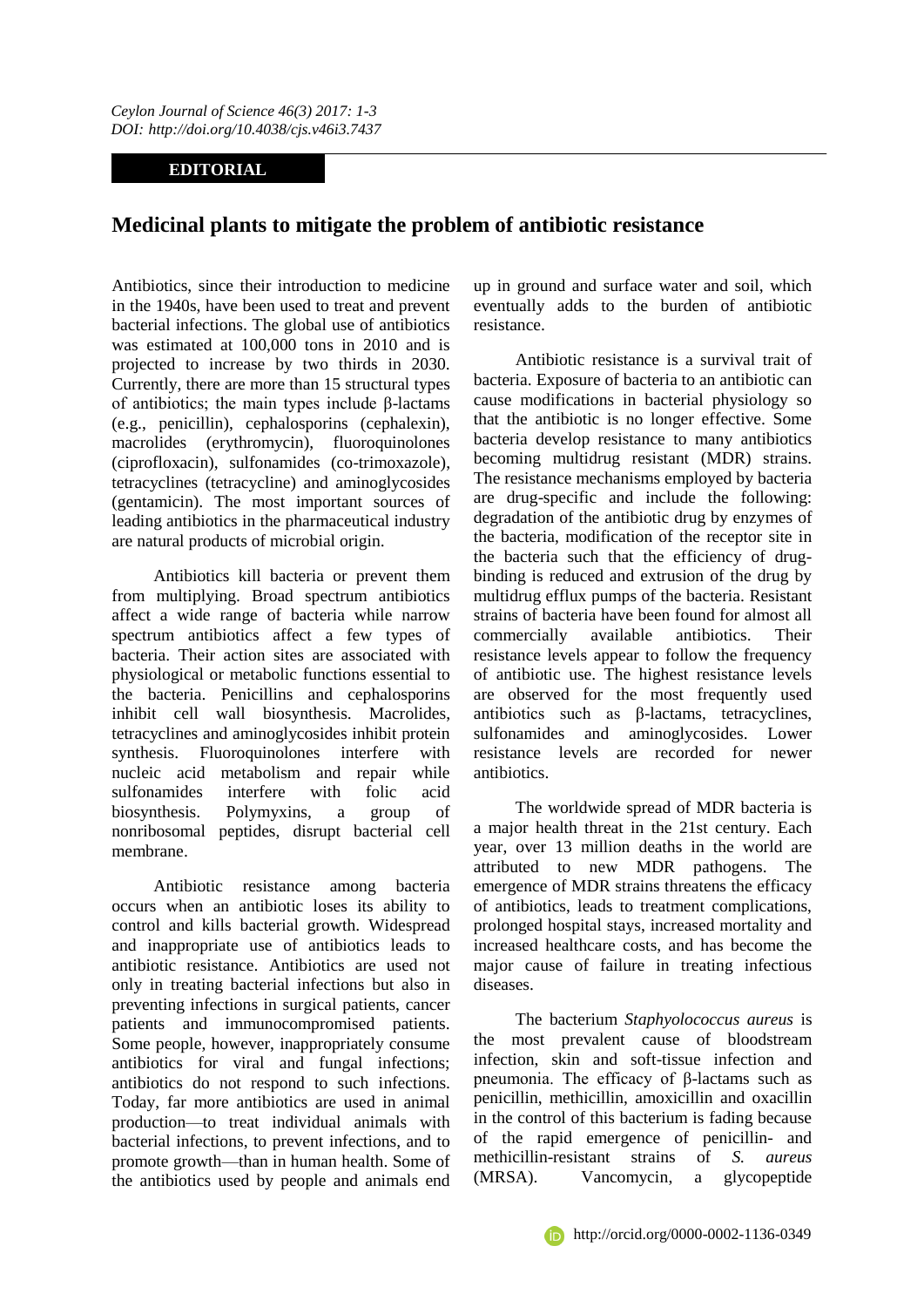**EDITORIAL**

# Medicinal plants to mitigate the problem of antibiotic resistance

Antibiotics, since their introduction to medicine in the 1940s, have been used to treat and prevent bacterial infections. The global use of antibiotics was estimated at 100,000 tons in 2010 and is projected to increase by two thirds in 2030. Currently, there are more than 15 structural types of antibiotics; the main types include β-lactams (e.g., penicillin), cephalosporins (cephalexin), macrolides (erythromycin), fluoroquinolones (ciprofloxacin), sulfonamides (co-trimoxazole), tetracyclines (tetracycline) and aminoglycosides (gentamicin). The most important sources of leading antibiotics in the pharmaceutical industry are natural products of microbial origin.

Antibiotics kill bacteria or prevent them from multiplying. Broad spectrum antibiotics affect a wide range of bacteria while narrow spectrum antibiotics affect a few types of bacteria. Their action sites are associated with physiological or metabolic functions essential to the bacteria. Penicillins and cephalosporins inhibit cell wall biosynthesis. Macrolides, tetracyclines and aminoglycosides inhibit protein synthesis. Fluoroquinolones interfere with nucleic acid metabolism and repair while sulfonamides interfere with folic acid biosynthesis. Polymyxins, a group of nonribosomal peptides, disrupt bacterial cell membrane.

Antibiotic resistance among bacteria occurs when an antibiotic loses its ability to control and kills bacterial growth. Widespread and inappropriate use of antibiotics leads to antibiotic resistance. Antibiotics are used not only in treating bacterial infections but also in preventing infections in surgical patients, cancer patients and immunocompromised patients. Some people, however, inappropriately consume antibiotics for viral and fungal infections; antibiotics do not respond to such infections. Today, far more antibiotics are used in animal production—to treat individual animals with bacterial infections, to prevent infections, and to promote growth—than in human health. Some of the antibiotics used by people and animals end up in ground and surface water and soil, which eventually adds to the burden of antibiotic resistance.

Antibiotic resistance is a survival trait of bacteria. Exposure of bacteria to an antibiotic can cause modifications in bacterial physiology so that the antibiotic is no longer effective. Some bacteria develop resistance to many antibiotics becoming multidrug resistant (MDR) strains. The resistance mechanisms employed by bacteria are drug-specific and include the following: degradation of the antibiotic drug by enzymes of the bacteria, modification of the receptor site in the bacteria such that the efficiency of drug-binding is reduced and extrusion of the drug by multidrug efflux pumps of the bacteria. Resistant strains of bacteria have been found for almost all commercially available antibiotics. Their resistance levels appear to follow the frequency of antibiotic use. The highest resistance levels are observed for the most frequently used antibiotics such as β-lactams, tetracyclines, sulfonamides and aminoglycosides. Lower resistance levels are recorded for newer antibiotics.

The worldwide spread of MDR bacteria is a major health threat in the 21st century. Each year, over 13 million deaths in the world are attributed to new MDR pathogens. The emergence of MDR strains threatens the efficacy of antibiotics, leads to treatment complications, prolonged hospital stays, increased mortality and increased healthcare costs, and has become the major cause of failure in treating infectious diseases.

The bacterium *Staphyolococcus aureus* is the most prevalent cause of bloodstream infection, skin and soft-tissue infection and pneumonia. The efficacy of β-lactams such as penicillin, methicillin, amoxicillin and oxacillin in the control of this bacterium is fading because of the rapid emergence of penicillin- and methicillin-resistant strains of *S. aureus* (MRSA). Vancomycin, a glycopeptide

http://orcid.org/0000-0002-1136-0349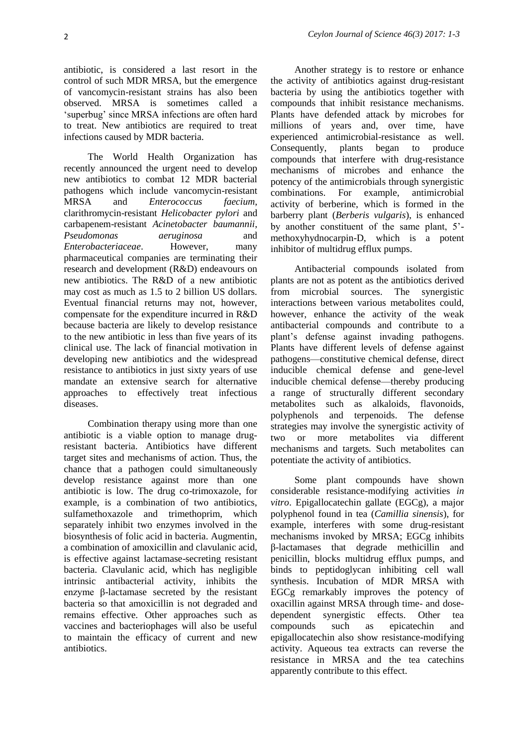antibiotic, is considered a last resort in the control of such MDR MRSA, but the emergence of vancomycin-resistant strains has also been observed. MRSA is sometimes called a 'superbug' since MRSA infections are often hard to treat. New antibiotics are required to treat infections caused by MDR bacteria.

The World Health Organization has recently announced the urgent need to develop new antibiotics to combat 12 MDR bacterial pathogens which include vancomycin-resistant MRSA and *Enterococcus faecium*, clarithromycin-resistant *Helicobacter pylori* and carbapenem-resistant *Acinetobacter baumannii*, *Pseudomonas aeruginosa* and *Enterobacteriaceae*. However, many pharmaceutical companies are terminating their research and development (R&D) endeavours on new antibiotics. The R&D of a new antibiotic may cost as much as 1.5 to 2 billion US dollars. Eventual financial returns may not, however, compensate for the expenditure incurred in R&D because bacteria are likely to develop resistance to the new antibiotic in less than five years of its clinical use. The lack of financial motivation in developing new antibiotics and the widespread resistance to antibiotics in just sixty years of use mandate an extensive search for alternative approaches to effectively treat infectious diseases.

Combination therapy using more than one antibiotic is a viable option to manage drug-resistant bacteria. Antibiotics have different target sites and mechanisms of action. Thus, the chance that a pathogen could simultaneously develop resistance against more than one antibiotic is low. The drug co-trimoxazole, for example, is a combination of two antibiotics, sulfamethoxazole and trimethoprim, which separately inhibit two enzymes involved in the biosynthesis of folic acid in bacteria. Augmentin, a combination of amoxicillin and clavulanic acid, is effective against lactamase-secreting resistant bacteria. Clavulanic acid, which has negligible intrinsic antibacterial activity, inhibits the enzyme β-lactamase secreted by the resistant bacteria so that amoxicillin is not degraded and remains effective. Other approaches such as vaccines and bacteriophages will also be useful to maintain the efficacy of current and new antibiotics.

Another strategy is to restore or enhance the activity of antibiotics against drug-resistant bacteria by using the antibiotics together with compounds that inhibit resistance mechanisms. Plants have defended attack by microbes for millions of years and, over time, have experienced antimicrobial-resistance as well. Consequently, plants began to produce compounds that interfere with drug-resistance mechanisms of microbes and enhance the potency of the antimicrobials through synergistic combinations. For example, antimicrobial activity of berberine, which is formed in the barberry plant (*Berberis vulgaris*), is enhanced by another constituent of the same plant, 5'-methoxyhydnocarpin-D, which is a potent inhibitor of multidrug efflux pumps.

Antibacterial compounds isolated from plants are not as potent as the antibiotics derived from microbial sources. The synergistic interactions between various metabolites could, however, enhance the activity of the weak antibacterial compounds and contribute to a plant's defense against invading pathogens. Plants have different levels of defense against pathogens—constitutive chemical defense, direct inducible chemical defense and gene-level inducible chemical defense—thereby producing a range of structurally different secondary metabolites such as alkaloids, flavonoids, polyphenols and terpenoids. The defense strategies may involve the synergistic activity of two or more metabolites via different mechanisms and targets. Such metabolites can potentiate the activity of antibiotics.

Some plant compounds have shown considerable resistance-modifying activities *in vitro*. Epigallocatechin gallate (EGCg), a major polyphenol found in tea (*Camillia sinensis*), for example, interferes with some drug-resistant mechanisms invoked by MRSA; EGCg inhibits β-lactamases that degrade methicillin and penicillin, blocks multidrug efflux pumps, and binds to peptidoglycan inhibiting cell wall synthesis. Incubation of MDR MRSA with EGCg remarkably improves the potency of oxacillin against MRSA through time- and dose-dependent synergistic effects. Other tea compounds such as epicatechin and epigallocatechin also show resistance-modifying activity. Aqueous tea extracts can reverse the resistance in MRSA and the tea catechins apparently contribute to this effect.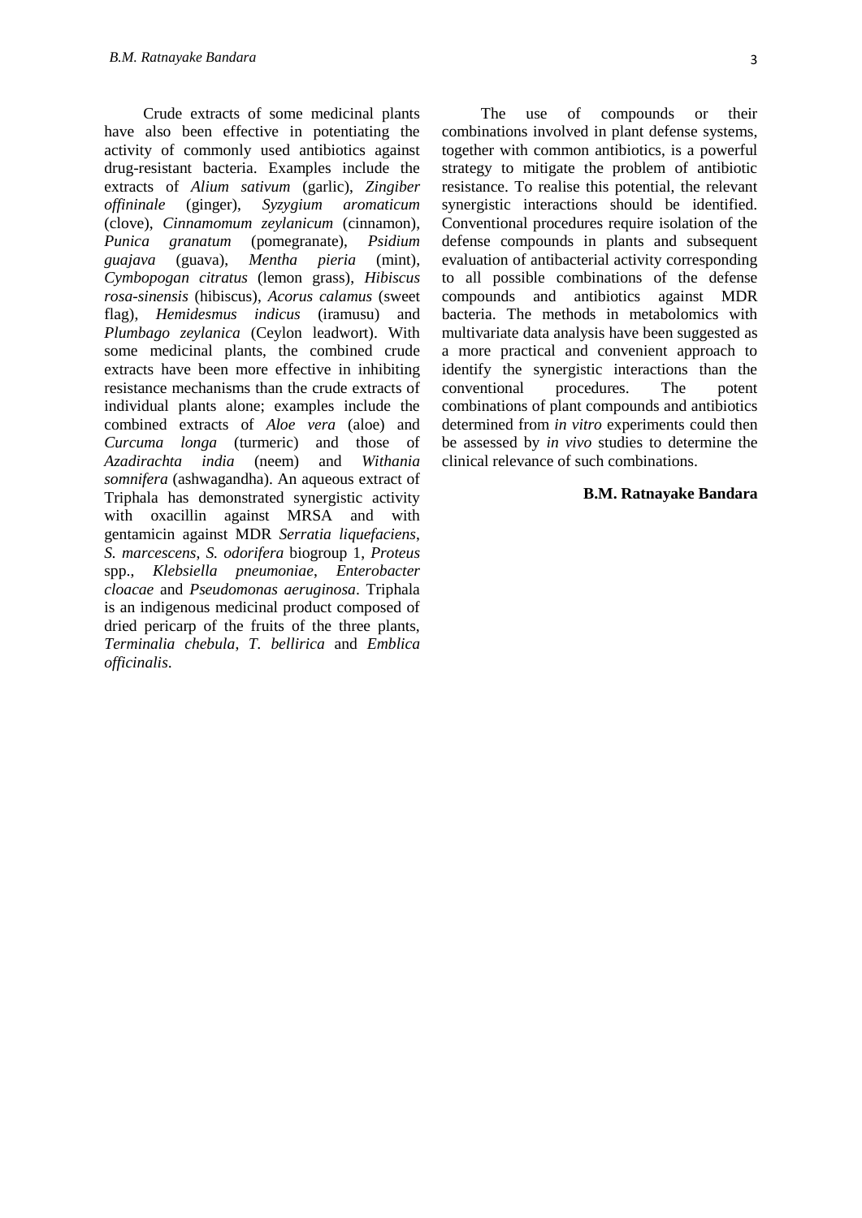Crude extracts of some medicinal plants have also been effective in potentiating the activity of commonly used antibiotics against drug-resistant bacteria. Examples include the extracts of *Alium sativum* (garlic), *Zingiber offininale* (ginger), *Syzygium aromaticum* (clove), *Cinnamomum zeylanicum* (cinnamon), *Punica granatum* (pomegranate), *Psidium guajava* (guava), *Mentha pieria* (mint), *Cymbopogan citratus* (lemon grass), *Hibiscus rosa-sinensis* (hibiscus), *Acorus calamus* (sweet flag), *Hemidesmus indicus* (iramusu) and *Plumbago zeylanica* (Ceylon leadwort). With some medicinal plants, the combined crude extracts have been more effective in inhibiting resistance mechanisms than the crude extracts of individual plants alone; examples include the combined extracts of *Aloe vera* (aloe) and *Curcuma longa* (turmeric) and those of *Azadirachta india* (neem) and *Withania somnifera* (ashwagandha). An aqueous extract of Triphala has demonstrated synergistic activity with oxacillin against MRSA and with gentamicin against MDR *Serratia liquefaciens*, *S. marcescens*, *S. odorifera* biogroup 1, *Proteus* spp., *Klebsiella pneumoniae*, *Enterobacter cloacae* and *Pseudomonas aeruginosa*. Triphala is an indigenous medicinal product composed of dried pericarp of the fruits of the three plants, *Terminalia chebula*, *T. bellirica* and *Emblica officinalis*.

The use of compounds or their combinations involved in plant defense systems, together with common antibiotics, is a powerful strategy to mitigate the problem of antibiotic resistance. To realise this potential, the relevant synergistic interactions should be identified. Conventional procedures require isolation of the defense compounds in plants and subsequent evaluation of antibacterial activity corresponding to all possible combinations of the defense compounds and antibiotics against MDR bacteria. The methods in metabolomics with multivariate data analysis have been suggested as a more practical and convenient approach to identify the synergistic interactions than the conventional procedures. The potent combinations of plant compounds and antibiotics determined from *in vitro* experiments could then be assessed by *in vivo* studies to determine the clinical relevance of such combinations.

**B.M. Ratnayake Bandara**